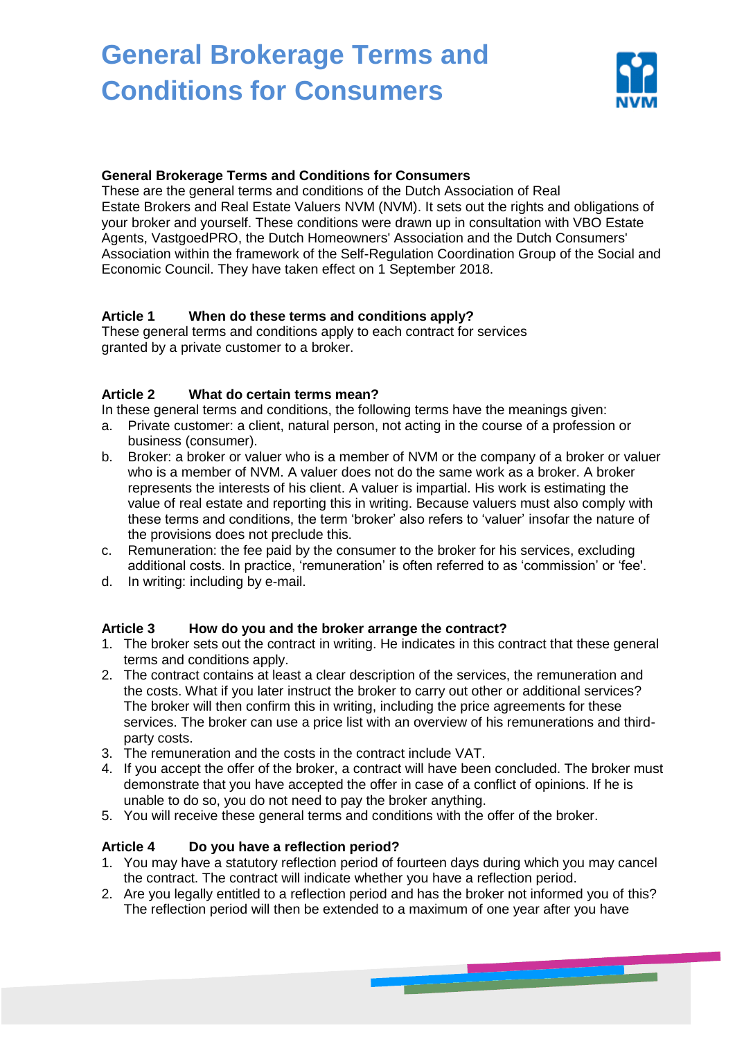# General Brokerage Terms and Conditions for Consumers

**General Brokerage Terms and Conditions for Consumers**

These are the general terms and conditions of the Dutch Association of Real Estate Brokers and Real Estate Valuers NVM (NVM). It sets out the rights and obligations of your broker and yourself. These conditions were drawn up in consultation with VBO Estate Agents, VastgoedPRO, the Dutch Homeowners' Association and the Dutch Consumers' Association within the framework of the Self-Regulation Coordination Group of the Social and Economic Council. They have taken effect on 1 September 2018.

### Article 1 When do these terms and conditions apply?

These general terms and conditions apply to each contract for services granted by a private customer to a broker.

### Article 2 What do certain terms mean?

In these general terms and conditions, the following terms have the meanings given:

a. Private customer: a client, natural person, not acting in the course of a profession or business (consumer).

b. Broker: a broker or valuer who is a member of NVM or the company of a broker or valuer who is a member of NVM. A valuer does not do the same work as a broker. A broker represents the interests of his client. A valuer is impartial. His work is estimating the value of real estate and reporting this in writing. Because valuers must also comply with these terms and conditions, the term 'broker' also refers to 'valuer' insofar the nature of the provisions does not preclude this.

c. Remuneration: the fee paid by the consumer to the broker for his services, excluding additional costs. In practice, 'remuneration' is often referred to as 'commission' or 'fee'.

d. In writing: including by e-mail.

### Article 3 How do you and the broker arrange the contract?

1. The broker sets out the contract in writing. He indicates in this contract that these general terms and conditions apply.
2. The contract contains at least a clear description of the services, the remuneration and the costs. What if you later instruct the broker to carry out other or additional services? The broker will then confirm this in writing, including the price agreements for these services. The broker can use a price list with an overview of his remunerations and third-party costs.
3. The remuneration and the costs in the contract include VAT.
4. If you accept the offer of the broker, a contract will have been concluded. The broker must demonstrate that you have accepted the offer in case of a conflict of opinions. If he is unable to do so, you do not need to pay the broker anything.
5. You will receive these general terms and conditions with the offer of the broker.

### Article 4 Do you have a reflection period?

1. You may have a statutory reflection period of fourteen days during which you may cancel the contract. The contract will indicate whether you have a reflection period.
2. Are you legally entitled to a reflection period and has the broker not informed you of this? The reflection period will then be extended to a maximum of one year after you have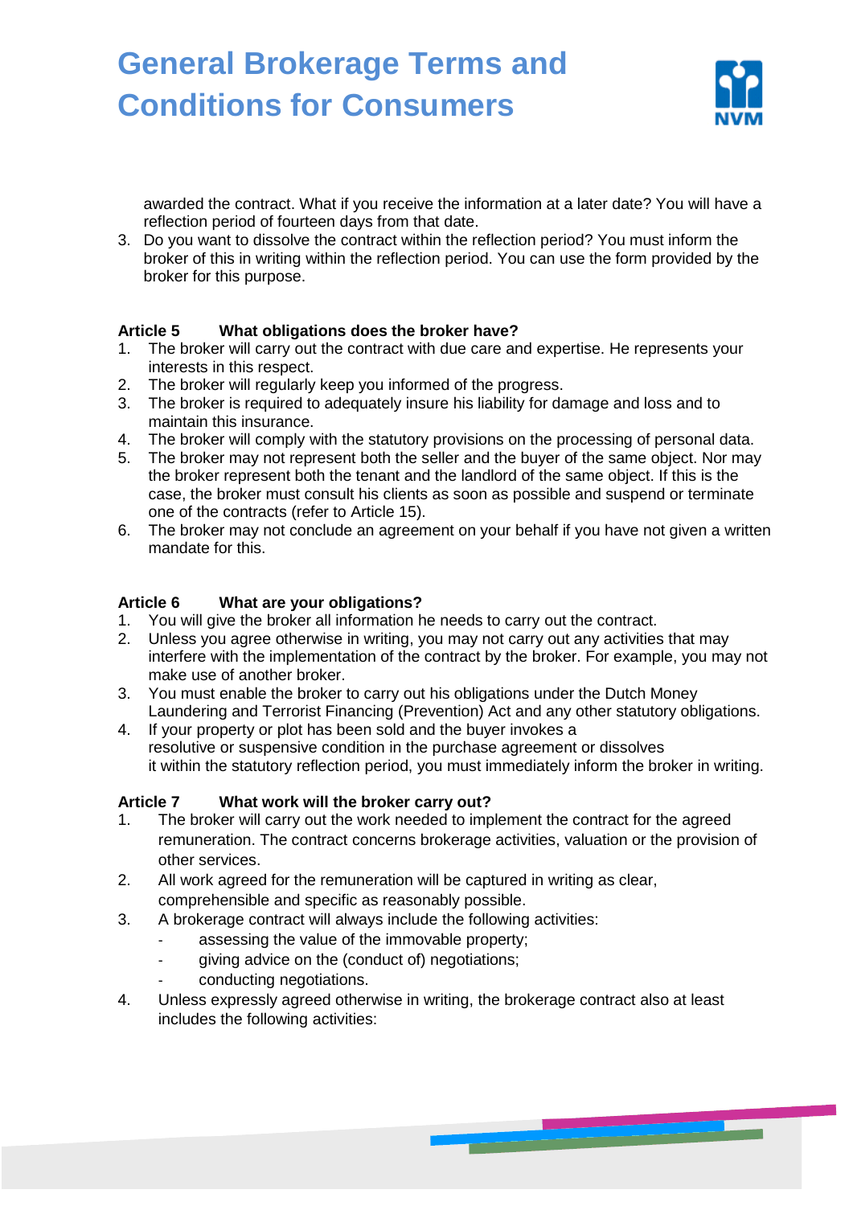awarded the contract. What if you receive the information at a later date? You will have a reflection period of fourteen days from that date.

3. Do you want to dissolve the contract within the reflection period? You must inform the broker of this in writing within the reflection period. You can use the form provided by the broker for this purpose.

**Article 5 What obligations does the broker have?**

1. The broker will carry out the contract with due care and expertise. He represents your interests in this respect.
2. The broker will regularly keep you informed of the progress.
3. The broker is required to adequately insure his liability for damage and loss and to maintain this insurance.
4. The broker will comply with the statutory provisions on the processing of personal data.
5. The broker may not represent both the seller and the buyer of the same object. Nor may the broker represent both the tenant and the landlord of the same object. If this is the case, the broker must consult his clients as soon as possible and suspend or terminate one of the contracts (refer to Article 15).
6. The broker may not conclude an agreement on your behalf if you have not given a written mandate for this.

**Article 6 What are your obligations?**

1. You will give the broker all information he needs to carry out the contract.
2. Unless you agree otherwise in writing, you may not carry out any activities that may interfere with the implementation of the contract by the broker. For example, you may not make use of another broker.
3. You must enable the broker to carry out his obligations under the Dutch Money Laundering and Terrorist Financing (Prevention) Act and any other statutory obligations.
4. If your property or plot has been sold and the buyer invokes a resolutive or suspensive condition in the purchase agreement or dissolves it within the statutory reflection period, you must immediately inform the broker in writing.

**Article 7 What work will the broker carry out?**

1. The broker will carry out the work needed to implement the contract for the agreed remuneration. The contract concerns brokerage activities, valuation or the provision of other services.
2. All work agreed for the remuneration will be captured in writing as clear, comprehensible and specific as reasonably possible.
3. A brokerage contract will always include the following activities:
   - assessing the value of the immovable property;
   - giving advice on the (conduct of) negotiations;
   - conducting negotiations.
4. Unless expressly agreed otherwise in writing, the brokerage contract also at least includes the following activities: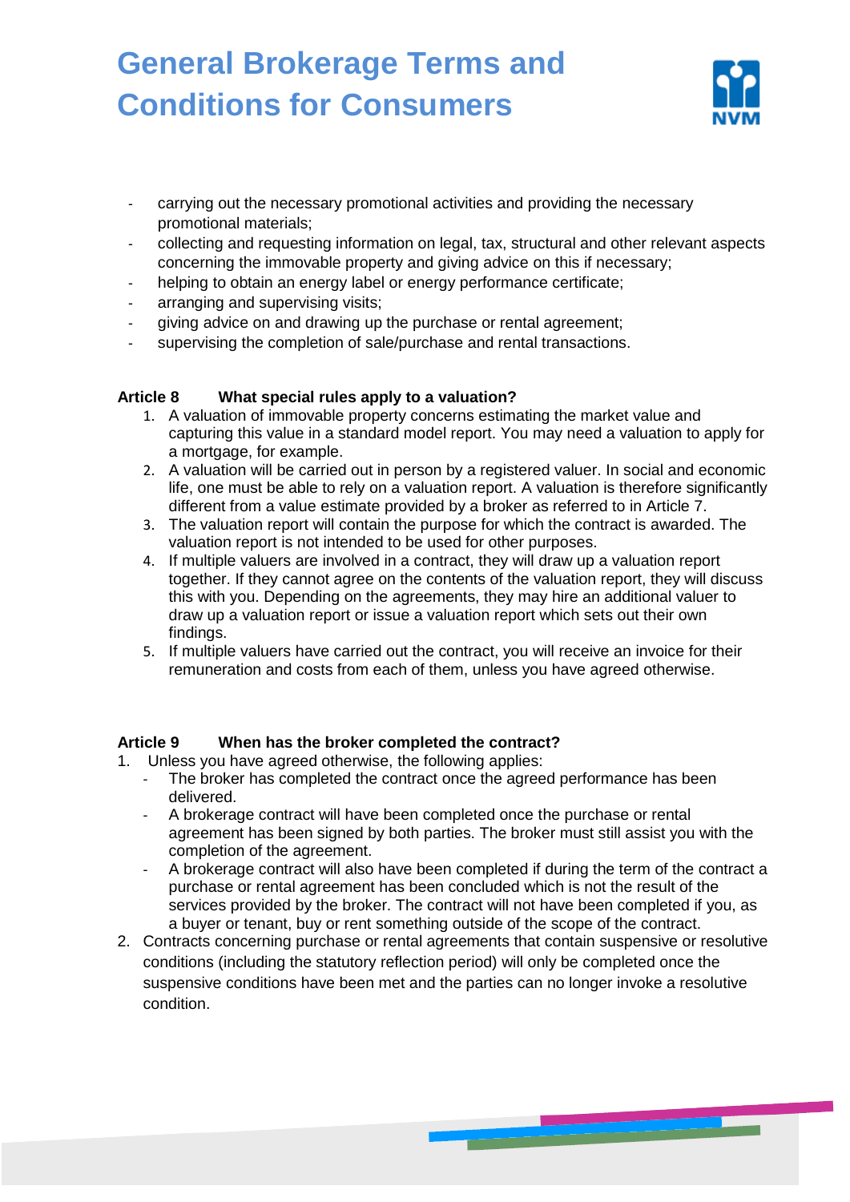- carrying out the necessary promotional activities and providing the necessary promotional materials;
- collecting and requesting information on legal, tax, structural and other relevant aspects concerning the immovable property and giving advice on this if necessary;
- helping to obtain an energy label or energy performance certificate;
- arranging and supervising visits;
- giving advice on and drawing up the purchase or rental agreement;
- supervising the completion of sale/purchase and rental transactions.

**Article 8 What special rules apply to a valuation?**

1. A valuation of immovable property concerns estimating the market value and capturing this value in a standard model report. You may need a valuation to apply for a mortgage, for example.
2. A valuation will be carried out in person by a registered valuer. In social and economic life, one must be able to rely on a valuation report. A valuation is therefore significantly different from a value estimate provided by a broker as referred to in Article 7.
3. The valuation report will contain the purpose for which the contract is awarded. The valuation report is not intended to be used for other purposes.
4. If multiple valuers are involved in a contract, they will draw up a valuation report together. If they cannot agree on the contents of the valuation report, they will discuss this with you. Depending on the agreements, they may hire an additional valuer to draw up a valuation report or issue a valuation report which sets out their own findings.
5. If multiple valuers have carried out the contract, you will receive an invoice for their remuneration and costs from each of them, unless you have agreed otherwise.

**Article 9 When has the broker completed the contract?**

1. Unless you have agreed otherwise, the following applies:
   - The broker has completed the contract once the agreed performance has been delivered.
   - A brokerage contract will have been completed once the purchase or rental agreement has been signed by both parties. The broker must still assist you with the completion of the agreement.
   - A brokerage contract will also have been completed if during the term of the contract a purchase or rental agreement has been concluded which is not the result of the services provided by the broker. The contract will not have been completed if you, as a buyer or tenant, buy or rent something outside of the scope of the contract.
2. Contracts concerning purchase or rental agreements that contain suspensive or resolutive conditions (including the statutory reflection period) will only be completed once the suspensive conditions have been met and the parties can no longer invoke a resolutive condition.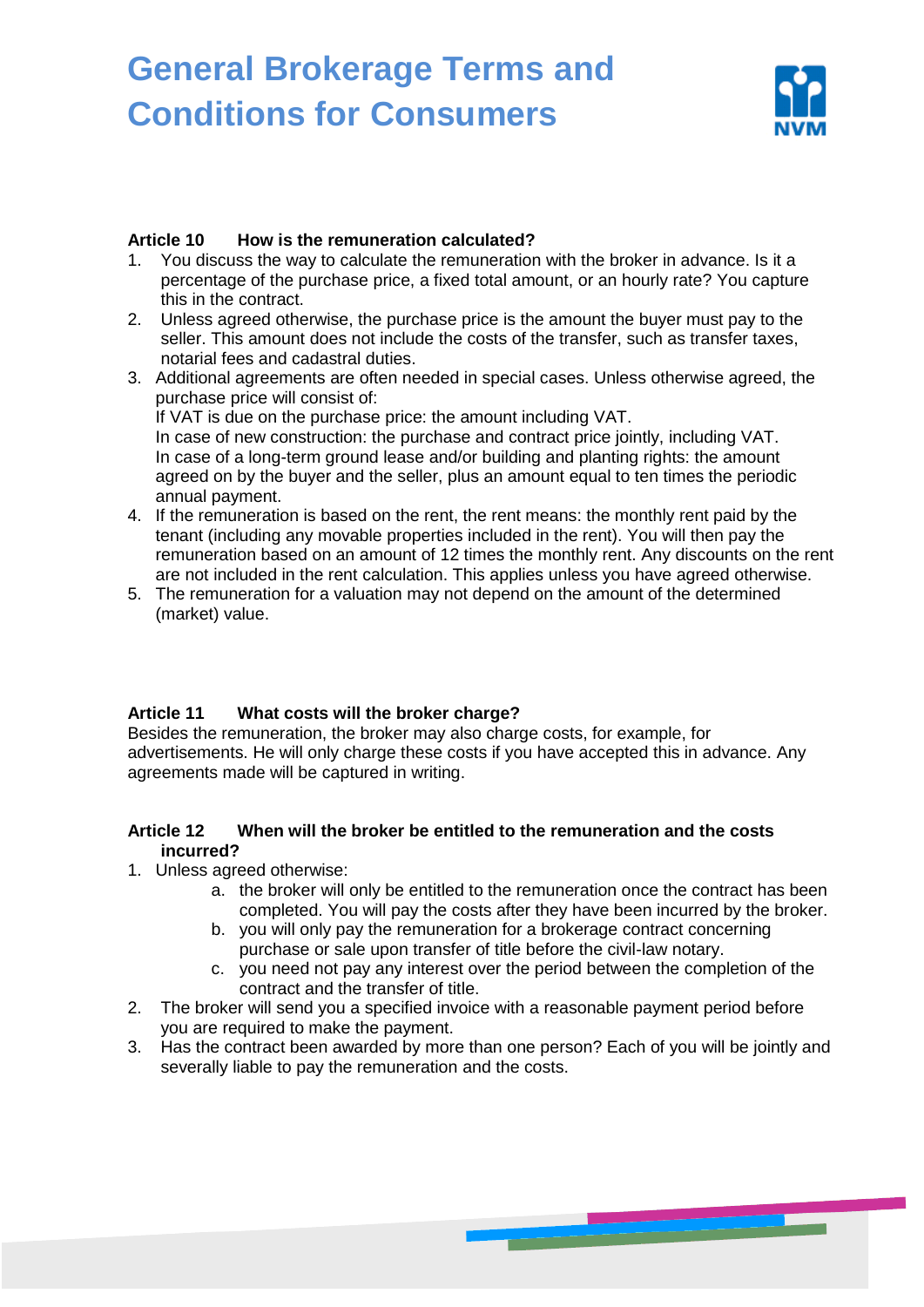# General Brokerage Terms and Conditions for Consumers

### Article 10 How is the remuneration calculated?

1. You discuss the way to calculate the remuneration with the broker in advance. Is it a percentage of the purchase price, a fixed total amount, or an hourly rate? You capture this in the contract.
2. Unless agreed otherwise, the purchase price is the amount the buyer must pay to the seller. This amount does not include the costs of the transfer, such as transfer taxes, notarial fees and cadastral duties.
3. Additional agreements are often needed in special cases. Unless otherwise agreed, the purchase price will consist of:
   If VAT is due on the purchase price: the amount including VAT.
   In case of new construction: the purchase and contract price jointly, including VAT.
   In case of a long-term ground lease and/or building and planting rights: the amount agreed on by the buyer and the seller, plus an amount equal to ten times the periodic annual payment.
4. If the remuneration is based on the rent, the rent means: the monthly rent paid by the tenant (including any movable properties included in the rent). You will then pay the remuneration based on an amount of 12 times the monthly rent. Any discounts on the rent are not included in the rent calculation. This applies unless you have agreed otherwise.
5. The remuneration for a valuation may not depend on the amount of the determined (market) value.

### Article 11 What costs will the broker charge?

Besides the remuneration, the broker may also charge costs, for example, for advertisements. He will only charge these costs if you have accepted this in advance. Any agreements made will be captured in writing.

### Article 12 When will the broker be entitled to the remuneration and the costs incurred?

1. Unless agreed otherwise:
   a. the broker will only be entitled to the remuneration once the contract has been completed. You will pay the costs after they have been incurred by the broker.
   b. you will only pay the remuneration for a brokerage contract concerning purchase or sale upon transfer of title before the civil-law notary.
   c. you need not pay any interest over the period between the completion of the contract and the transfer of title.
2. The broker will send you a specified invoice with a reasonable payment period before you are required to make the payment.
3. Has the contract been awarded by more than one person? Each of you will be jointly and severally liable to pay the remuneration and the costs.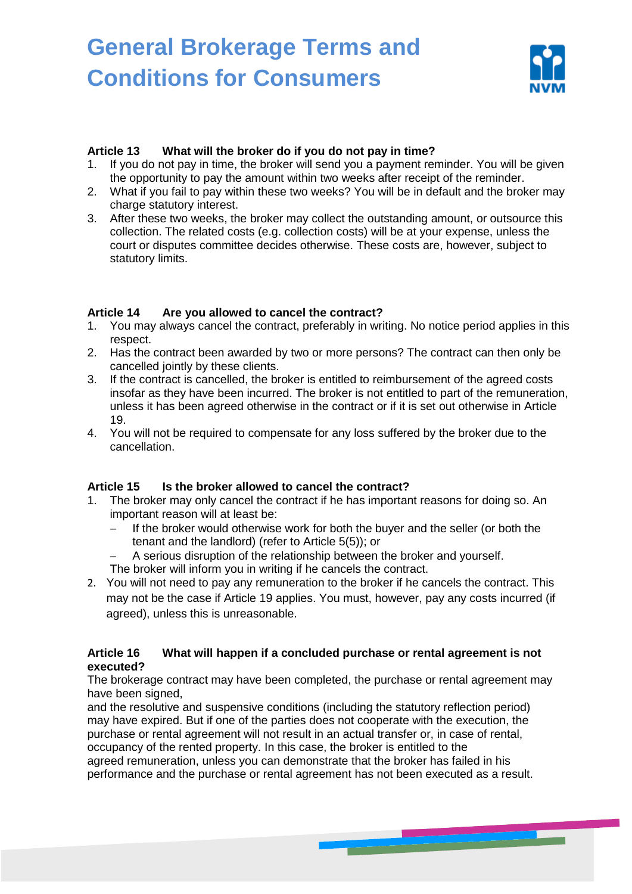# General Brokerage Terms and Conditions for Consumers

### Article 13 What will the broker do if you do not pay in time?

1. If you do not pay in time, the broker will send you a payment reminder. You will be given the opportunity to pay the amount within two weeks after receipt of the reminder.
2. What if you fail to pay within these two weeks? You will be in default and the broker may charge statutory interest.
3. After these two weeks, the broker may collect the outstanding amount, or outsource this collection. The related costs (e.g. collection costs) will be at your expense, unless the court or disputes committee decides otherwise. These costs are, however, subject to statutory limits.

### Article 14 Are you allowed to cancel the contract?

1. You may always cancel the contract, preferably in writing. No notice period applies in this respect.
2. Has the contract been awarded by two or more persons? The contract can then only be cancelled jointly by these clients.
3. If the contract is cancelled, the broker is entitled to reimbursement of the agreed costs insofar as they have been incurred. The broker is not entitled to part of the remuneration, unless it has been agreed otherwise in the contract or if it is set out otherwise in Article 19.
4. You will not be required to compensate for any loss suffered by the broker due to the cancellation.

### Article 15 Is the broker allowed to cancel the contract?

1. The broker may only cancel the contract if he has important reasons for doing so. An important reason will at least be:
   - If the broker would otherwise work for both the buyer and the seller (or both the tenant and the landlord) (refer to Article 5(5)); or
   - A serious disruption of the relationship between the broker and yourself.

   The broker will inform you in writing if he cancels the contract.
2. You will not need to pay any remuneration to the broker if he cancels the contract. This may not be the case if Article 19 applies. You must, however, pay any costs incurred (if agreed), unless this is unreasonable.

### Article 16 What will happen if a concluded purchase or rental agreement is not executed?

The brokerage contract may have been completed, the purchase or rental agreement may have been signed,
and the resolutive and suspensive conditions (including the statutory reflection period) may have expired. But if one of the parties does not cooperate with the execution, the purchase or rental agreement will not result in an actual transfer or, in case of rental, occupancy of the rented property. In this case, the broker is entitled to the agreed remuneration, unless you can demonstrate that the broker has failed in his performance and the purchase or rental agreement has not been executed as a result.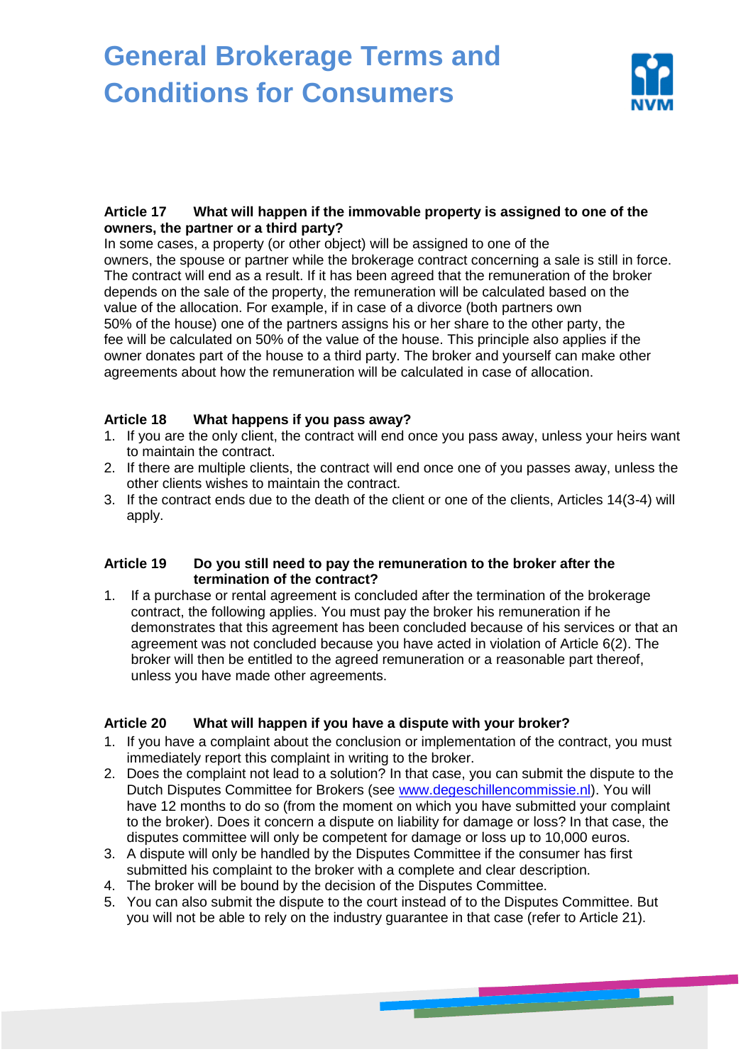# General Brokerage Terms and Conditions for Consumers

**Article 17 What will happen if the immovable property is assigned to one of the owners, the partner or a third party?**

In some cases, a property (or other object) will be assigned to one of the owners, the spouse or partner while the brokerage contract concerning a sale is still in force. The contract will end as a result. If it has been agreed that the remuneration of the broker depends on the sale of the property, the remuneration will be calculated based on the value of the allocation. For example, if in case of a divorce (both partners own 50% of the house) one of the partners assigns his or her share to the other party, the fee will be calculated on 50% of the value of the house. This principle also applies if the owner donates part of the house to a third party. The broker and yourself can make other agreements about how the remuneration will be calculated in case of allocation.

**Article 18 What happens if you pass away?**

1. If you are the only client, the contract will end once you pass away, unless your heirs want to maintain the contract.
2. If there are multiple clients, the contract will end once one of you passes away, unless the other clients wishes to maintain the contract.
3. If the contract ends due to the death of the client or one of the clients, Articles 14(3-4) will apply.

**Article 19 Do you still need to pay the remuneration to the broker after the termination of the contract?**

1. If a purchase or rental agreement is concluded after the termination of the brokerage contract, the following applies. You must pay the broker his remuneration if he demonstrates that this agreement has been concluded because of his services or that an agreement was not concluded because you have acted in violation of Article 6(2). The broker will then be entitled to the agreed remuneration or a reasonable part thereof, unless you have made other agreements.

**Article 20 What will happen if you have a dispute with your broker?**

1. If you have a complaint about the conclusion or implementation of the contract, you must immediately report this complaint in writing to the broker.
2. Does the complaint not lead to a solution? In that case, you can submit the dispute to the Dutch Disputes Committee for Brokers (see www.degeschillencommissie.nl). You will have 12 months to do so (from the moment on which you have submitted your complaint to the broker). Does it concern a dispute on liability for damage or loss? In that case, the disputes committee will only be competent for damage or loss up to 10,000 euros.
3. A dispute will only be handled by the Disputes Committee if the consumer has first submitted his complaint to the broker with a complete and clear description.
4. The broker will be bound by the decision of the Disputes Committee.
5. You can also submit the dispute to the court instead of to the Disputes Committee. But you will not be able to rely on the industry guarantee in that case (refer to Article 21).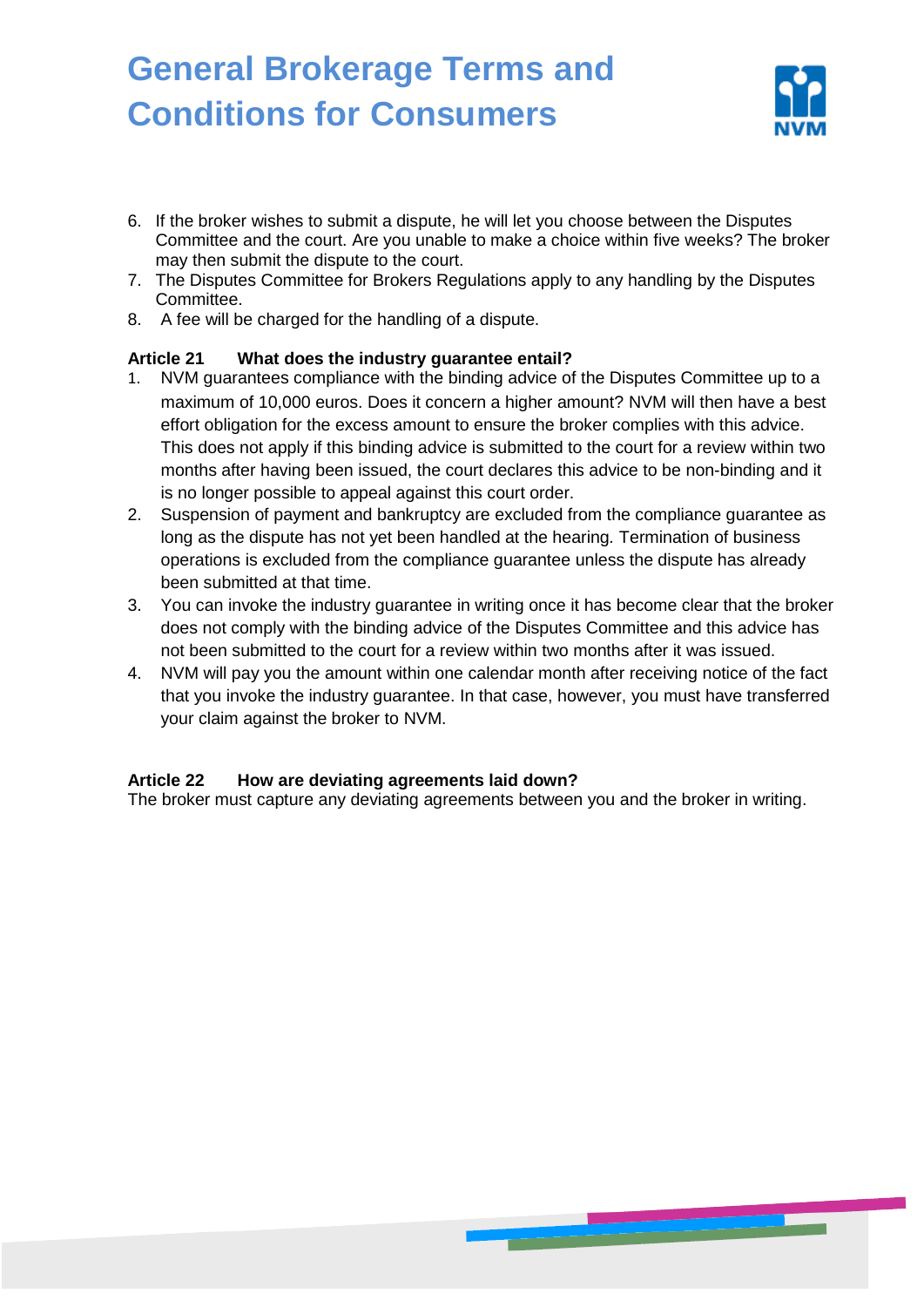6. If the broker wishes to submit a dispute, he will let you choose between the Disputes Committee and the court. Are you unable to make a choice within five weeks? The broker may then submit the dispute to the court.
7. The Disputes Committee for Brokers Regulations apply to any handling by the Disputes Committee.
8. A fee will be charged for the handling of a dispute.

### Article 21 What does the industry guarantee entail?

1. NVM guarantees compliance with the binding advice of the Disputes Committee up to a maximum of 10,000 euros. Does it concern a higher amount? NVM will then have a best effort obligation for the excess amount to ensure the broker complies with this advice. This does not apply if this binding advice is submitted to the court for a review within two months after having been issued, the court declares this advice to be non-binding and it is no longer possible to appeal against this court order.
2. Suspension of payment and bankruptcy are excluded from the compliance guarantee as long as the dispute has not yet been handled at the hearing. Termination of business operations is excluded from the compliance guarantee unless the dispute has already been submitted at that time.
3. You can invoke the industry guarantee in writing once it has become clear that the broker does not comply with the binding advice of the Disputes Committee and this advice has not been submitted to the court for a review within two months after it was issued.
4. NVM will pay you the amount within one calendar month after receiving notice of the fact that you invoke the industry guarantee. In that case, however, you must have transferred your claim against the broker to NVM.

### Article 22 How are deviating agreements laid down?

The broker must capture any deviating agreements between you and the broker in writing.